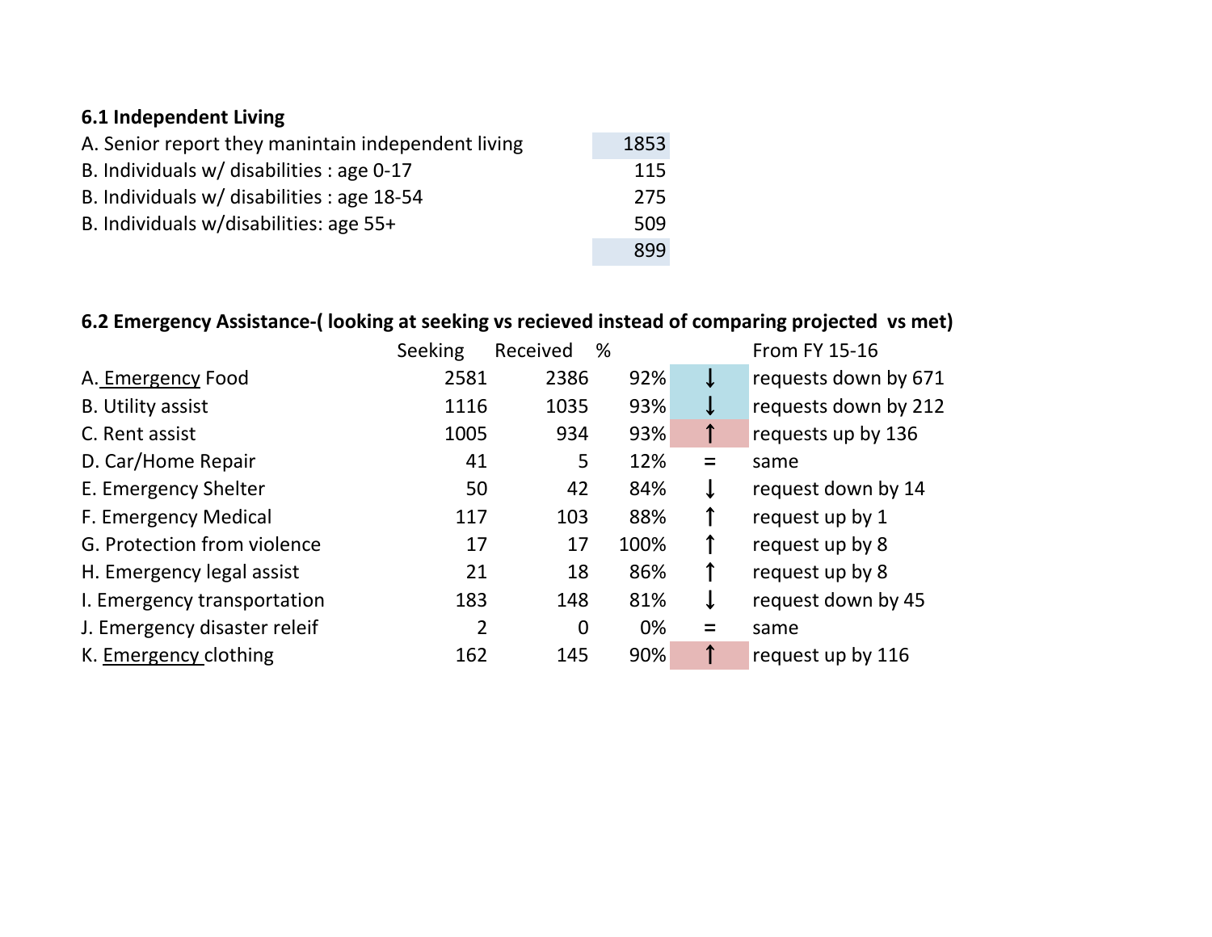**6.1 Independent Living**

| | |
|---|---|
| A. Senior report they manintain independent living | 1853 |
| B. Individuals w/ disabilities : age 0-17 | 115 |
| B. Individuals w/ disabilities : age 18-54 | 275 |
| B. Individuals w/disabilities: age 55+ | 509 |
| | 899 |

**6.2 Emergency Assistance-( looking at seeking vs recieved instead of comparing projected vs met)**

| | Seeking | Received | % | | From FY 15-16 |
|---|---|---|---|---|---|
| A. Emergency Food | 2581 | 2386 | 92% | ↓ | requests down by 671 |
| B. Utility assist | 1116 | 1035 | 93% | ↓ | requests down by 212 |
| C. Rent assist | 1005 | 934 | 93% | ↑ | requests up by 136 |
| D. Car/Home Repair | 41 | 5 | 12% | = | same |
| E. Emergency Shelter | 50 | 42 | 84% | ↓ | request down by 14 |
| F. Emergency Medical | 117 | 103 | 88% | ↑ | request up by 1 |
| G. Protection from violence | 17 | 17 | 100% | ↑ | request up by 8 |
| H. Emergency legal assist | 21 | 18 | 86% | ↑ | request up by 8 |
| I. Emergency transportation | 183 | 148 | 81% | ↓ | request down by 45 |
| J. Emergency disaster releif | 2 | 0 | 0% | = | same |
| K. Emergency clothing | 162 | 145 | 90% | ↑ | request up by 116 |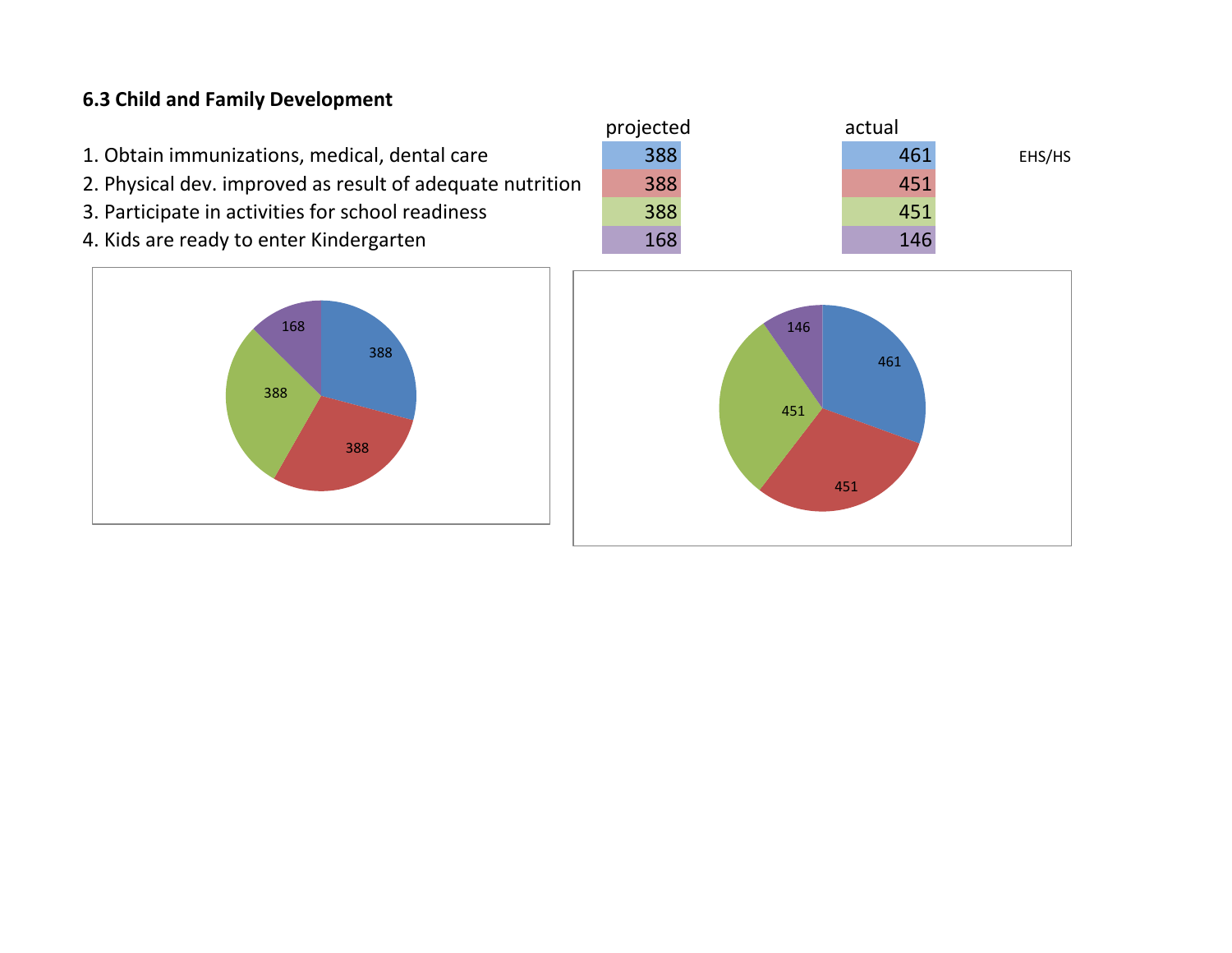**6.3 Child and Family Development**

| | projected | actual | |
| --- | --- | --- | --- |
| 1. Obtain immunizations, medical, dental care | 388 | 461 | EHS/HS |
| 2. Physical dev. improved as result of adequate nutrition | 388 | 451 | |
| 3. Participate in activities for school readiness | 388 | 451 | |
| 4. Kids are ready to enter Kindergarten | 168 | 146 | |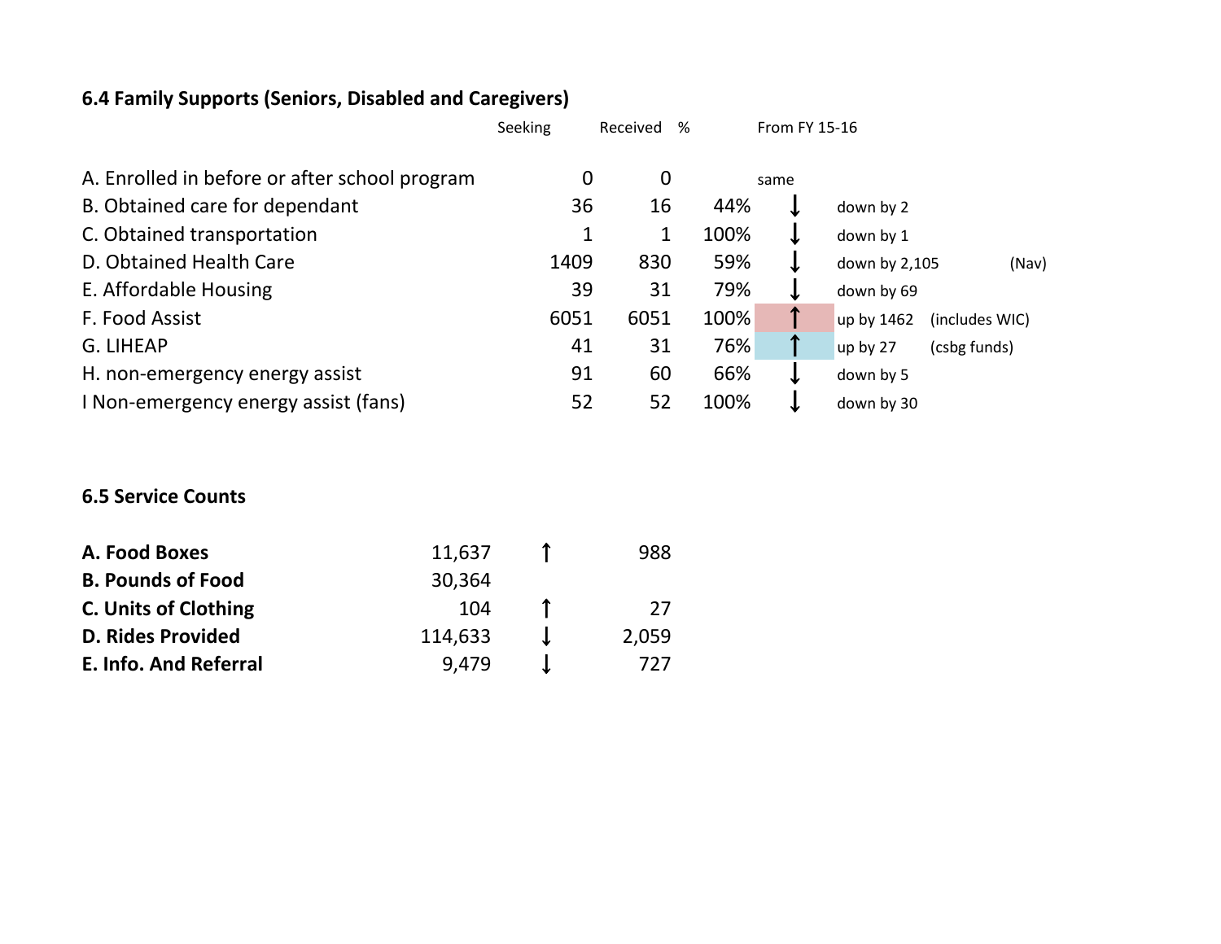### 6.4 Family Supports (Seniors, Disabled and Caregivers)

| | Seeking | Received | % | From FY 15-16 | | |
|---|---|---|---|---|---|---|
| A. Enrolled in before or after school program | 0 | 0 | | same | | |
| B. Obtained care for dependant | 36 | 16 | 44% | ↓ | down by 2 | |
| C. Obtained transportation | 1 | 1 | 100% | ↓ | down by 1 | |
| D. Obtained Health Care | 1409 | 830 | 59% | ↓ | down by 2,105 | (Nav) |
| E. Affordable Housing | 39 | 31 | 79% | ↓ | down by 69 | |
| F. Food Assist | 6051 | 6051 | 100% | ↑ | up by 1462 | (includes WIC) |
| G. LIHEAP | 41 | 31 | 76% | ↑ | up by 27 | (csbg funds) |
| H. non-emergency energy assist | 91 | 60 | 66% | ↓ | down by 5 | |
| I Non-emergency energy assist (fans) | 52 | 52 | 100% | ↓ | down by 30 | |

### 6.5 Service Counts

| | | | |
|---|---|---|---|
| **A. Food Boxes** | 11,637 | ↑ | 988 |
| **B. Pounds of Food** | 30,364 | | |
| **C. Units of Clothing** | 104 | ↑ | 27 |
| **D. Rides Provided** | 114,633 | ↓ | 2,059 |
| **E. Info. And Referral** | 9,479 | ↓ | 727 |